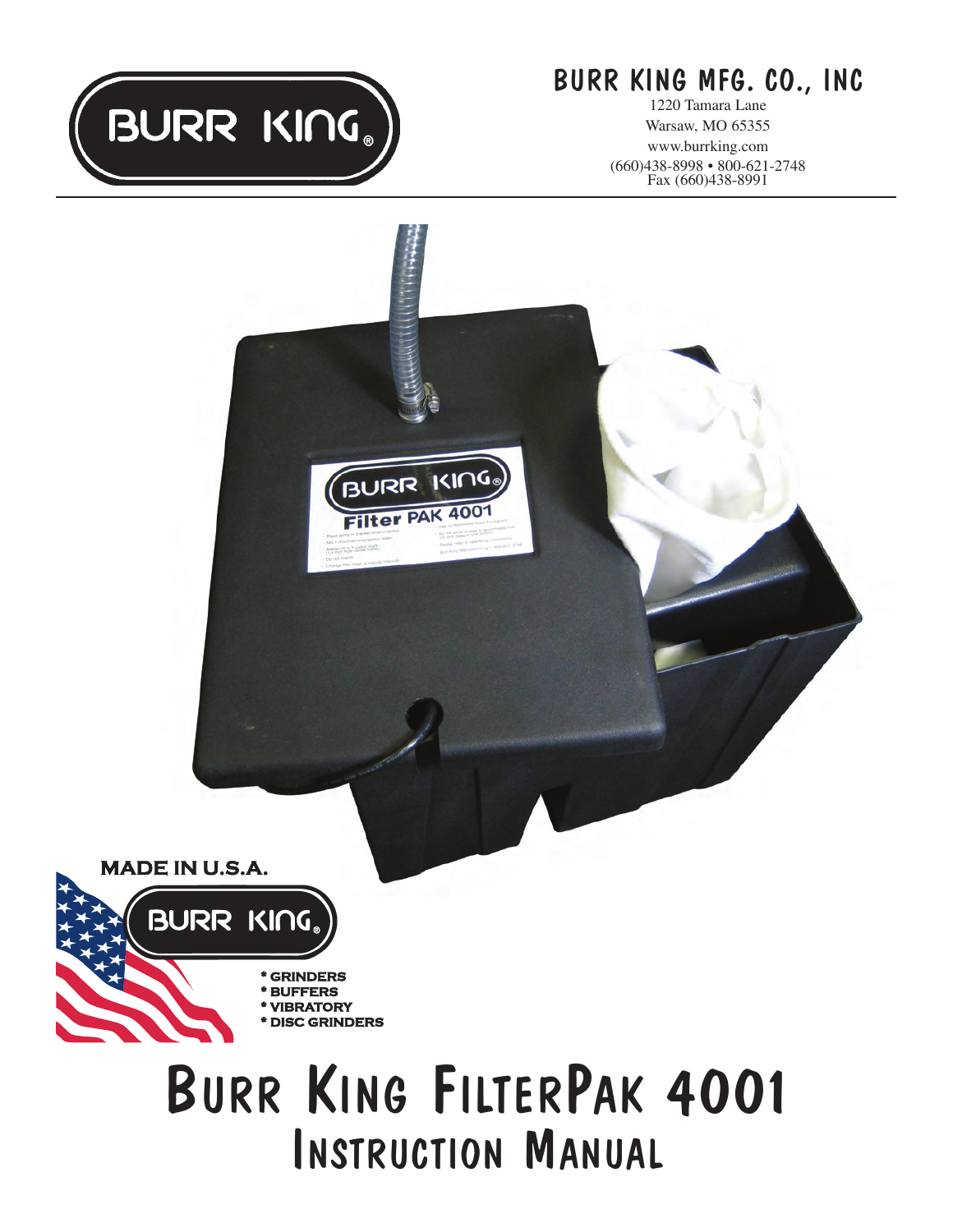# BURR KING MFG. CO., INC

1220 Tamara Lane
Warsaw, MO 65355
www.burrking.com
(660)438-8998 • 800-621-2748
Fax (660)438-8991

MADE IN U.S.A.

BURR KING

* GRINDERS
* BUFFERS
* VIBRATORY
* DISC GRINDERS

# Burr King FilterPak 4001
## Instruction Manual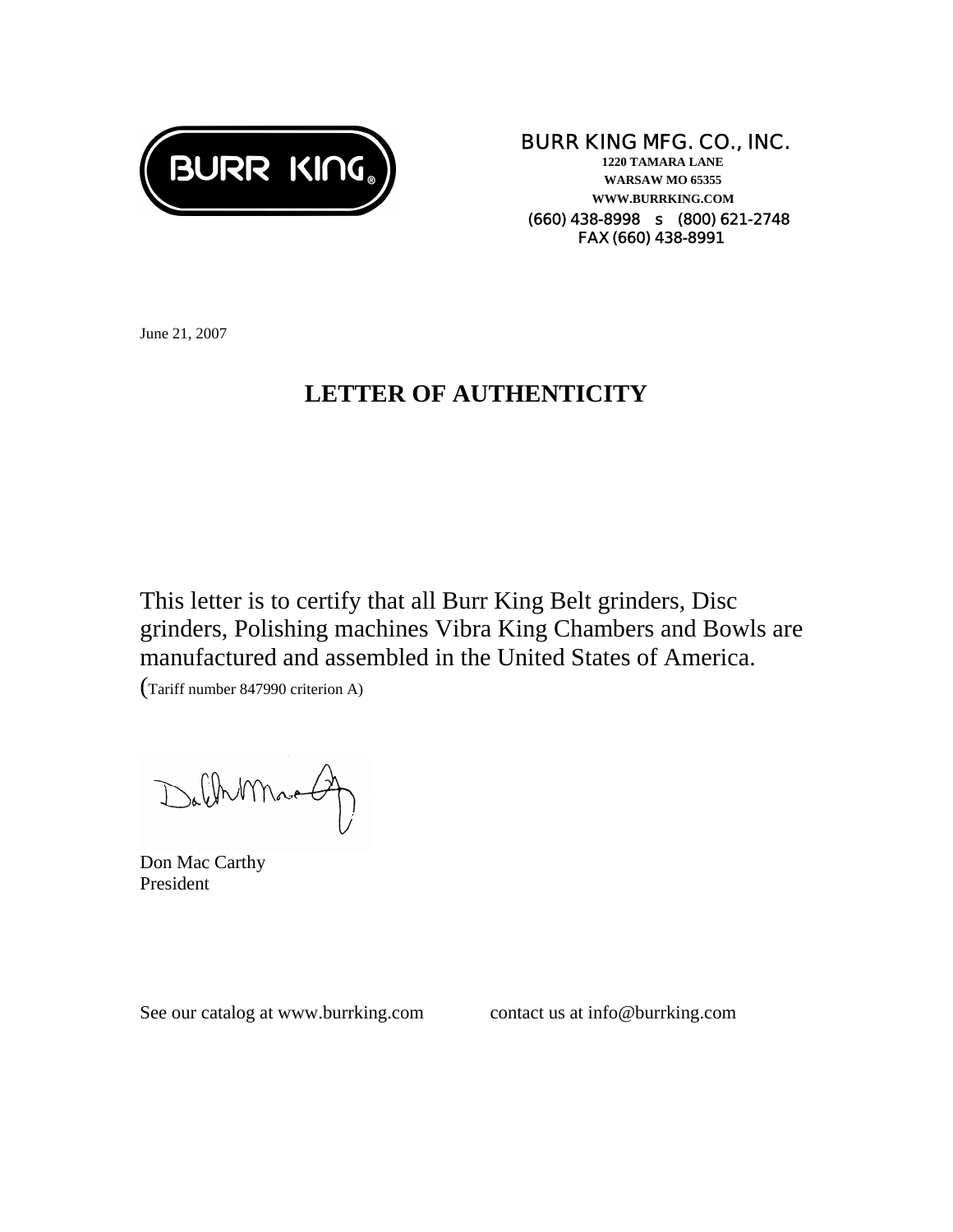BURR KING

**BURR KING MFG. CO., INC.**
**1220 TAMARA LANE**
**WARSAW MO 65355**
**WWW.BURRKING.COM**
**(660) 438-8998 s (800) 621-2748**
**FAX (660) 438-8991**

June 21, 2007

# LETTER OF AUTHENTICITY

This letter is to certify that all Burr King Belt grinders, Disc grinders, Polishing machines Vibra King Chambers and Bowls are manufactured and assembled in the United States of America.
(Tariff number 847990 criterion A)

Don Mac Carthy
President

See our catalog at www.burrking.com contact us at info@burrking.com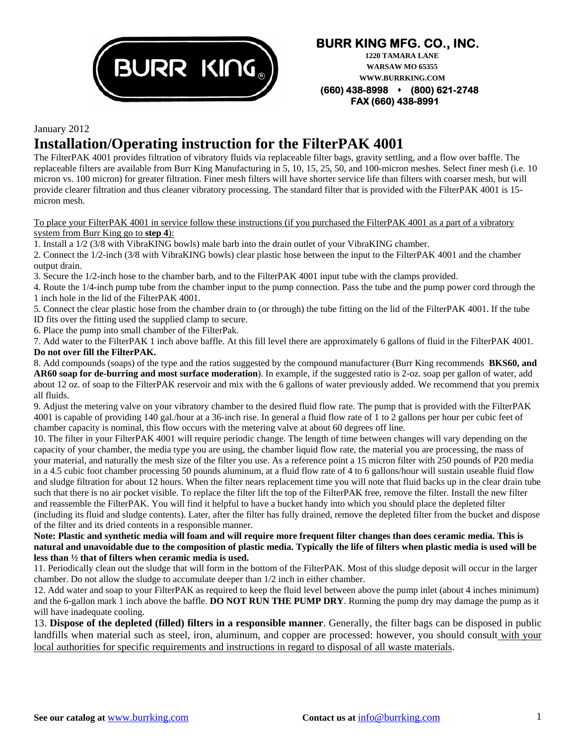**BURR KING MFG. CO., INC.**
**1220 TAMARA LANE**
**WARSAW MO 65355**
**WWW.BURRKING.COM**
**(660) 438-8998 • (800) 621-2748**
**FAX (660) 438-8991**

January 2012

# Installation/Operating instruction for the FilterPAK 4001

The FilterPAK 4001 provides filtration of vibratory fluids via replaceable filter bags, gravity settling, and a flow over baffle. The replaceable filters are available from Burr King Manufacturing in 5, 10, 15, 25, 50, and 100-micron meshes. Select finer mesh (i.e. 10 micron vs. 100 micron) for greater filtration. Finer mesh filters will have shorter service life than filters with coarser mesh, but will provide clearer filtration and thus cleaner vibratory processing. The standard filter that is provided with the FilterPAK 4001 is 15-micron mesh.

<u>To place your FilterPAK 4001 in service follow these instructions (if you purchased the FilterPAK 4001 as a part of a vibratory system from Burr King go to **step 4**):</u>

1. Install a 1/2 (3/8 with VibraKING bowls) male barb into the drain outlet of your VibraKING chamber.
2. Connect the 1/2-inch (3/8 with VibraKING bowls) clear plastic hose between the input to the FilterPAK 4001 and the chamber output drain.
3. Secure the 1/2-inch hose to the chamber barb, and to the FilterPAK 4001 input tube with the clamps provided.
4. Route the 1/4-inch pump tube from the chamber input to the pump connection. Pass the tube and the pump power cord through the 1 inch hole in the lid of the FilterPAK 4001.
5. Connect the clear plastic hose from the chamber drain to (or through) the tube fitting on the lid of the FilterPAK 4001. If the tube ID fits over the fitting used the supplied clamp to secure.
6. Place the pump into small chamber of the FilterPak.
7. Add water to the FilterPAK 1 inch above baffle. At this fill level there are approximately 6 gallons of fluid in the FilterPAK 4001. **Do not over fill the FilterPAK.**
8. Add compounds (soaps) of the type and the ratios suggested by the compound manufacturer (Burr King recommends **BKS60, and AR60 soap for de-burring and most surface moderation**). In example, if the suggested ratio is 2-oz. soap per gallon of water, add about 12 oz. of soap to the FilterPAK reservoir and mix with the 6 gallons of water previously added. We recommend that you premix all fluids.
9. Adjust the metering valve on your vibratory chamber to the desired fluid flow rate. The pump that is provided with the FilterPAK 4001 is capable of providing 140 gal./hour at a 36-inch rise. In general a fluid flow rate of 1 to 2 gallons per hour per cubic feet of chamber capacity is nominal, this flow occurs with the metering valve at about 60 degrees off line.
10. The filter in your FilterPAK 4001 will require periodic change. The length of time between changes will vary depending on the capacity of your chamber, the media type you are using, the chamber liquid flow rate, the material you are processing, the mass of your material, and naturally the mesh size of the filter you use. As a reference point a 15 micron filter with 250 pounds of P20 media in a 4.5 cubic foot chamber processing 50 pounds aluminum, at a fluid flow rate of 4 to 6 gallons/hour will sustain useable fluid flow and sludge filtration for about 12 hours. When the filter nears replacement time you will note that fluid backs up in the clear drain tube such that there is no air pocket visible. To replace the filter lift the top of the FilterPAK free, remove the filter. Install the new filter and reassemble the FilterPAK. You will find it helpful to have a bucket handy into which you should place the depleted filter (including its fluid and sludge contents). Later, after the filter has fully drained, remove the depleted filter from the bucket and dispose of the filter and its dried contents in a responsible manner.

**Note: Plastic and synthetic media will foam and will require more frequent filter changes than does ceramic media. This is natural and unavoidable due to the composition of plastic media. Typically the life of filters when plastic media is used will be less than ½ that of filters when ceramic media is used.**

11. Periodically clean out the sludge that will form in the bottom of the FilterPAK. Most of this sludge deposit will occur in the larger chamber. Do not allow the sludge to accumulate deeper than 1/2 inch in either chamber.
12. Add water and soap to your FilterPAK as required to keep the fluid level between above the pump inlet (about 4 inches minimum) and the 6-gallon mark 1 inch above the baffle. **DO NOT RUN THE PUMP DRY**. Running the pump dry may damage the pump as it will have inadequate cooling.
13. **Dispose of the depleted (filled) filters in a responsible manner**. Generally, the filter bags can be disposed in public landfills when material such as steel, iron, aluminum, and copper are processed: however, you should consult <u>with your local authorities for specific requirements and instructions in regard to disposal of all waste materials</u>.

**See our catalog at** www.burrking.com **Contact us at** info@burrking.com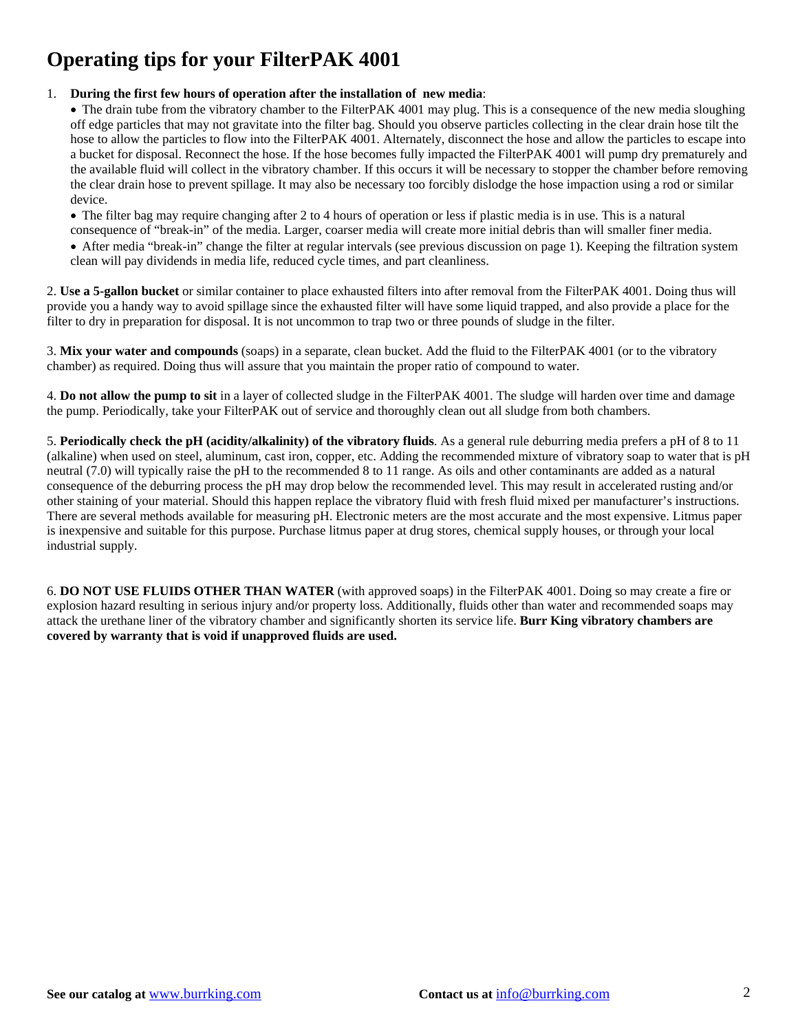# Operating tips for your FilterPAK 4001

1. **During the first few hours of operation after the installation of new media**:
   - The drain tube from the vibratory chamber to the FilterPAK 4001 may plug. This is a consequence of the new media sloughing off edge particles that may not gravitate into the filter bag. Should you observe particles collecting in the clear drain hose tilt the hose to allow the particles to flow into the FilterPAK 4001. Alternately, disconnect the hose and allow the particles to escape into a bucket for disposal. Reconnect the hose. If the hose becomes fully impacted the FilterPAK 4001 will pump dry prematurely and the available fluid will collect in the vibratory chamber. If this occurs it will be necessary to stopper the chamber before removing the clear drain hose to prevent spillage. It may also be necessary too forcibly dislodge the hose impaction using a rod or similar device.
   - The filter bag may require changing after 2 to 4 hours of operation or less if plastic media is in use. This is a natural consequence of "break-in" of the media. Larger, coarser media will create more initial debris than will smaller finer media.
   - After media "break-in" change the filter at regular intervals (see previous discussion on page 1). Keeping the filtration system clean will pay dividends in media life, reduced cycle times, and part cleanliness.

2. **Use a 5-gallon bucket** or similar container to place exhausted filters into after removal from the FilterPAK 4001. Doing thus will provide you a handy way to avoid spillage since the exhausted filter will have some liquid trapped, and also provide a place for the filter to dry in preparation for disposal. It is not uncommon to trap two or three pounds of sludge in the filter.

3. **Mix your water and compounds** (soaps) in a separate, clean bucket. Add the fluid to the FilterPAK 4001 (or to the vibratory chamber) as required. Doing thus will assure that you maintain the proper ratio of compound to water.

4. **Do not allow the pump to sit** in a layer of collected sludge in the FilterPAK 4001. The sludge will harden over time and damage the pump. Periodically, take your FilterPAK out of service and thoroughly clean out all sludge from both chambers.

5. **Periodically check the pH (acidity/alkalinity) of the vibratory fluids**. As a general rule deburring media prefers a pH of 8 to 11 (alkaline) when used on steel, aluminum, cast iron, copper, etc. Adding the recommended mixture of vibratory soap to water that is pH neutral (7.0) will typically raise the pH to the recommended 8 to 11 range. As oils and other contaminants are added as a natural consequence of the deburring process the pH may drop below the recommended level. This may result in accelerated rusting and/or other staining of your material. Should this happen replace the vibratory fluid with fresh fluid mixed per manufacturer's instructions. There are several methods available for measuring pH. Electronic meters are the most accurate and the most expensive. Litmus paper is inexpensive and suitable for this purpose. Purchase litmus paper at drug stores, chemical supply houses, or through your local industrial supply.

6. **DO NOT USE FLUIDS OTHER THAN WATER** (with approved soaps) in the FilterPAK 4001. Doing so may create a fire or explosion hazard resulting in serious injury and/or property loss. Additionally, fluids other than water and recommended soaps may attack the urethane liner of the vibratory chamber and significantly shorten its service life. **Burr King vibratory chambers are covered by warranty that is void if unapproved fluids are used.**

**See our catalog at** www.burrking.com **Contact us at** info@burrking.com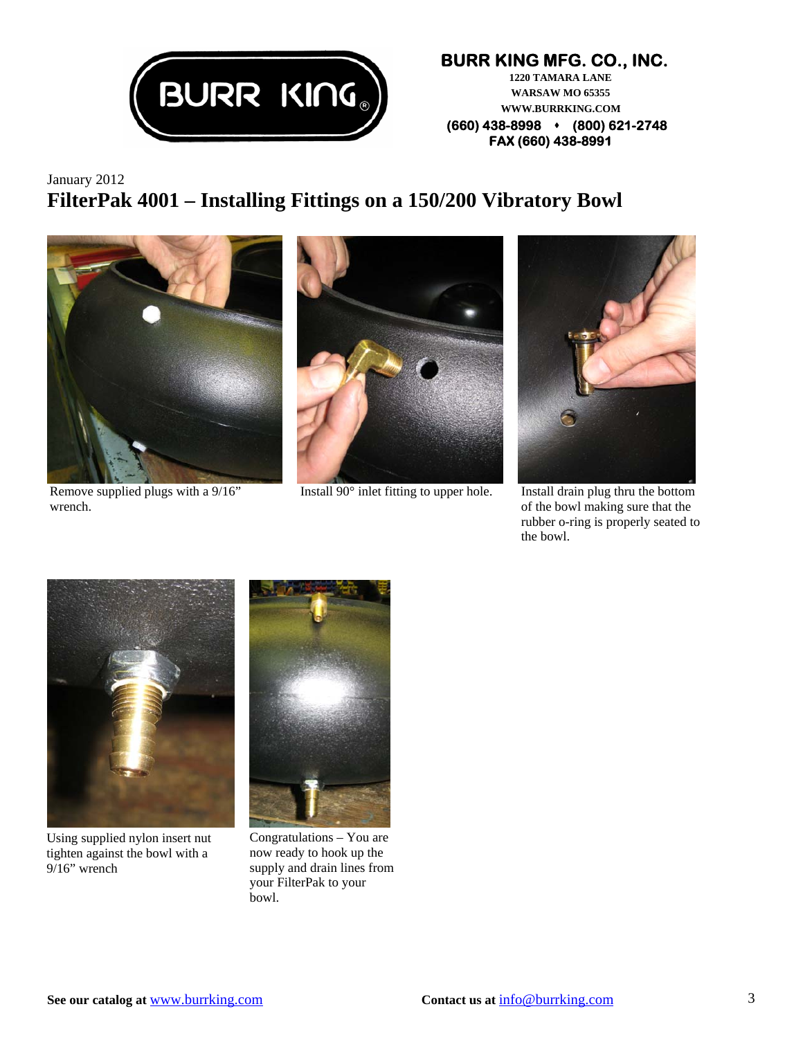**BURR KING MFG. CO., INC.**
1220 TAMARA LANE
WARSAW MO 65355
WWW.BURRKING.COM
(660) 438-8998 ♦ (800) 621-2748
FAX (660) 438-8991

January 2012

# FilterPak 4001 – Installing Fittings on a 150/200 Vibratory Bowl

Remove supplied plugs with a 9/16" wrench.

Install 90° inlet fitting to upper hole.

Install drain plug thru the bottom of the bowl making sure that the rubber o-ring is properly seated to the bowl.

Using supplied nylon insert nut tighten against the bowl with a 9/16" wrench

Congratulations – You are now ready to hook up the supply and drain lines from your FilterPak to your bowl.

**See our catalog at** www.burrking.com

**Contact us at** info@burrking.com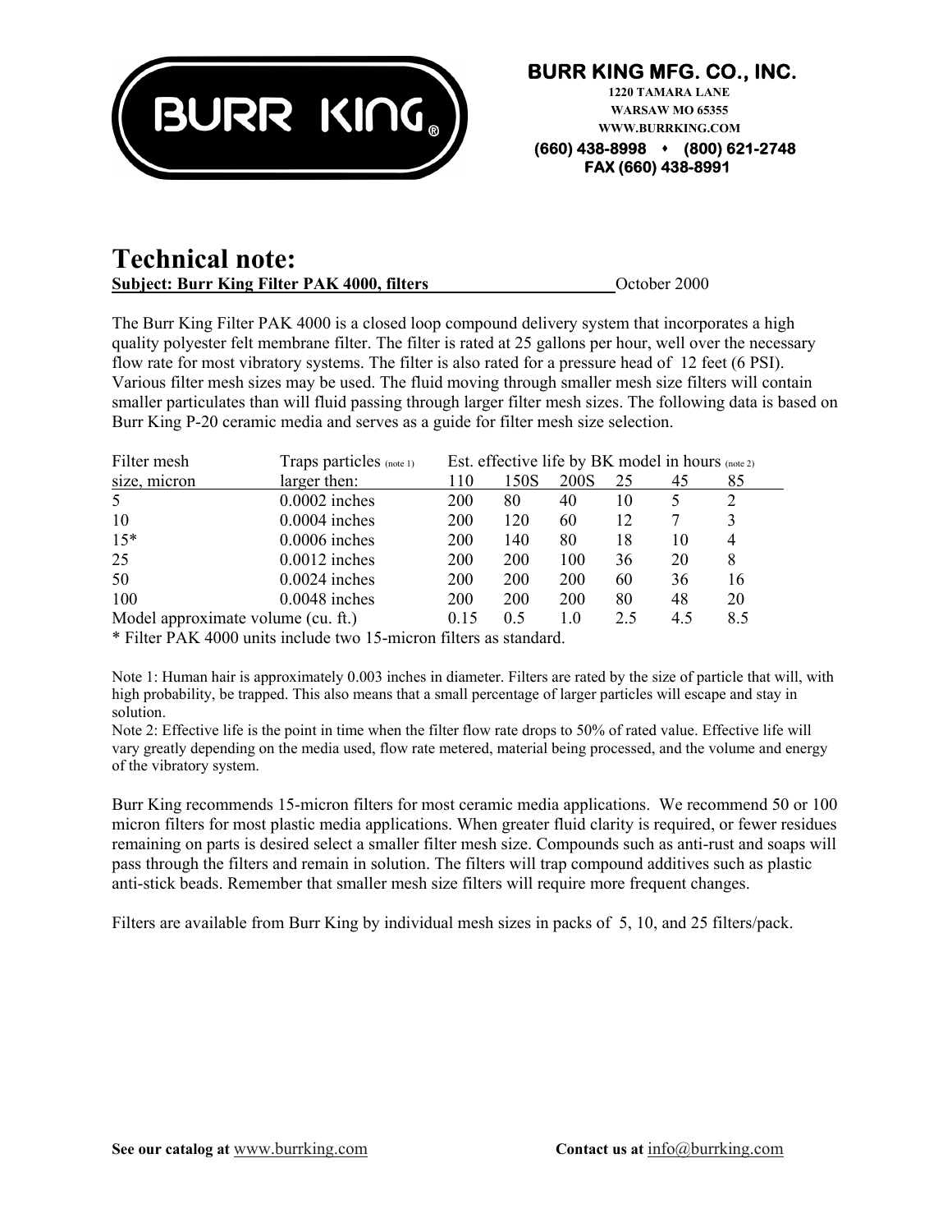**BURR KING MFG. CO., INC.**
**1220 TAMARA LANE**
**WARSAW MO 65355**
**WWW.BURRKING.COM**
**(660) 438-8998 ⬩ (800) 621-2748**
**FAX (660) 438-8991**

# Technical note:

**Subject: Burr King Filter PAK 4000, filters** October 2000

The Burr King Filter PAK 4000 is a closed loop compound delivery system that incorporates a high quality polyester felt membrane filter. The filter is rated at 25 gallons per hour, well over the necessary flow rate for most vibratory systems. The filter is also rated for a pressure head of 12 feet (6 PSI). Various filter mesh sizes may be used. The fluid moving through smaller mesh size filters will contain smaller particulates than will fluid passing through larger filter mesh sizes. The following data is based on Burr King P-20 ceramic media and serves as a guide for filter mesh size selection.

| Filter mesh size, micron | Traps particles (note 1) larger then: | Est. effective life by BK model in hours (note 2) | | | | | |
|---|---|---|---|---|---|---|---|
| | | 110 | 150S | 200S | 25 | 45 | 85 |
| 5 | 0.0002 inches | 200 | 80 | 40 | 10 | 5 | 2 |
| 10 | 0.0004 inches | 200 | 120 | 60 | 12 | 7 | 3 |
| 15* | 0.0006 inches | 200 | 140 | 80 | 18 | 10 | 4 |
| 25 | 0.0012 inches | 200 | 200 | 100 | 36 | 20 | 8 |
| 50 | 0.0024 inches | 200 | 200 | 200 | 60 | 36 | 16 |
| 100 | 0.0048 inches | 200 | 200 | 200 | 80 | 48 | 20 |
| Model approximate volume (cu. ft.) | | 0.15 | 0.5 | 1.0 | 2.5 | 4.5 | 8.5 |

* Filter PAK 4000 units include two 15-micron filters as standard.

Note 1: Human hair is approximately 0.003 inches in diameter. Filters are rated by the size of particle that will, with high probability, be trapped. This also means that a small percentage of larger particles will escape and stay in solution.

Note 2: Effective life is the point in time when the filter flow rate drops to 50% of rated value. Effective life will vary greatly depending on the media used, flow rate metered, material being processed, and the volume and energy of the vibratory system.

Burr King recommends 15-micron filters for most ceramic media applications. We recommend 50 or 100 micron filters for most plastic media applications. When greater fluid clarity is required, or fewer residues remaining on parts is desired select a smaller filter mesh size. Compounds such as anti-rust and soaps will pass through the filters and remain in solution. The filters will trap compound additives such as plastic anti-stick beads. Remember that smaller mesh size filters will require more frequent changes.

Filters are available from Burr King by individual mesh sizes in packs of 5, 10, and 25 filters/pack.

**See our catalog at** www.burrking.com **Contact us at** info@burrking.com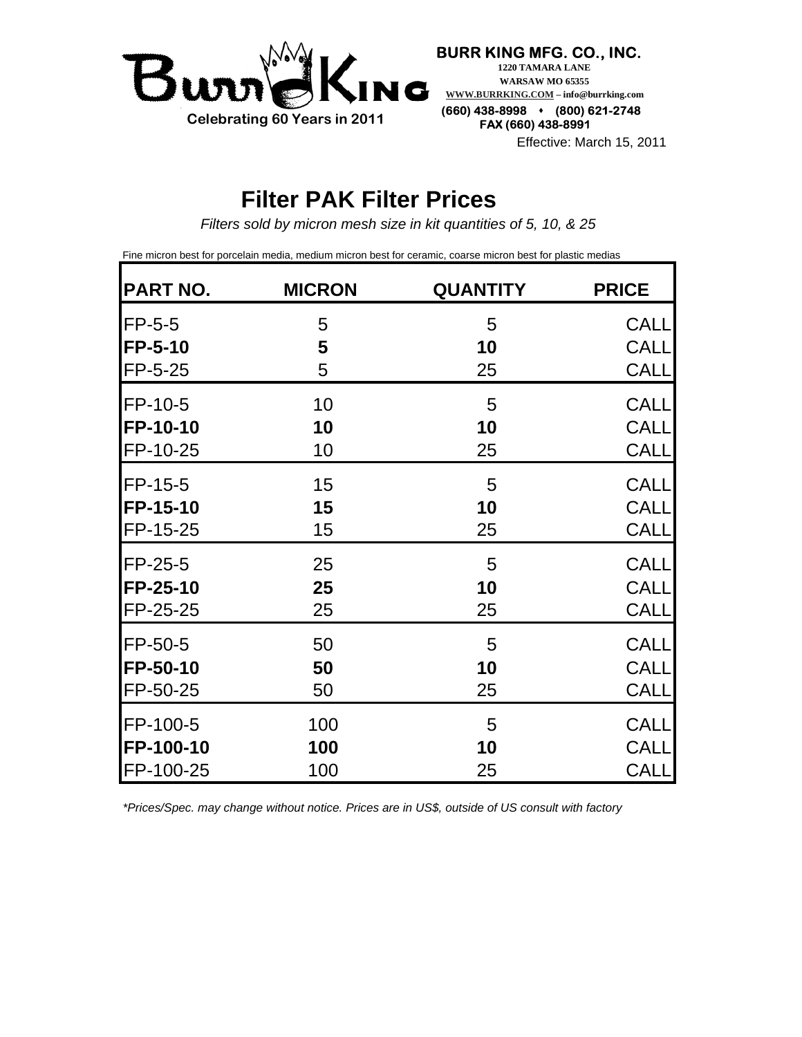BURR KING MFG. CO., INC.
1220 TAMARA LANE
WARSAW MO 65355
WWW.BURRKING.COM – info@burrking.com
(660) 438-8998 ♦ (800) 621-2748
FAX (660) 438-8991

Celebrating 60 Years in 2011

Effective: March 15, 2011

# Filter PAK Filter Prices

*Filters sold by micron mesh size in kit quantities of 5, 10, & 25*

Fine micron best for porcelain media, medium micron best for ceramic, coarse micron best for plastic medias

| PART NO. | MICRON | QUANTITY | PRICE |
|---|---|---|---|
| FP-5-5 | 5 | 5 | CALL |
| **FP-5-10** | **5** | **10** | CALL |
| FP-5-25 | 5 | 25 | CALL |
| FP-10-5 | 10 | 5 | CALL |
| **FP-10-10** | **10** | **10** | CALL |
| FP-10-25 | 10 | 25 | CALL |
| FP-15-5 | 15 | 5 | CALL |
| **FP-15-10** | **15** | **10** | CALL |
| FP-15-25 | 15 | 25 | CALL |
| FP-25-5 | 25 | 5 | CALL |
| **FP-25-10** | **25** | **10** | CALL |
| FP-25-25 | 25 | 25 | CALL |
| FP-50-5 | 50 | 5 | CALL |
| **FP-50-10** | **50** | **10** | CALL |
| FP-50-25 | 50 | 25 | CALL |
| FP-100-5 | 100 | 5 | CALL |
| **FP-100-10** | **100** | **10** | CALL |
| FP-100-25 | 100 | 25 | CALL |

*\*Prices/Spec. may change without notice. Prices are in US$, outside of US consult with factory*